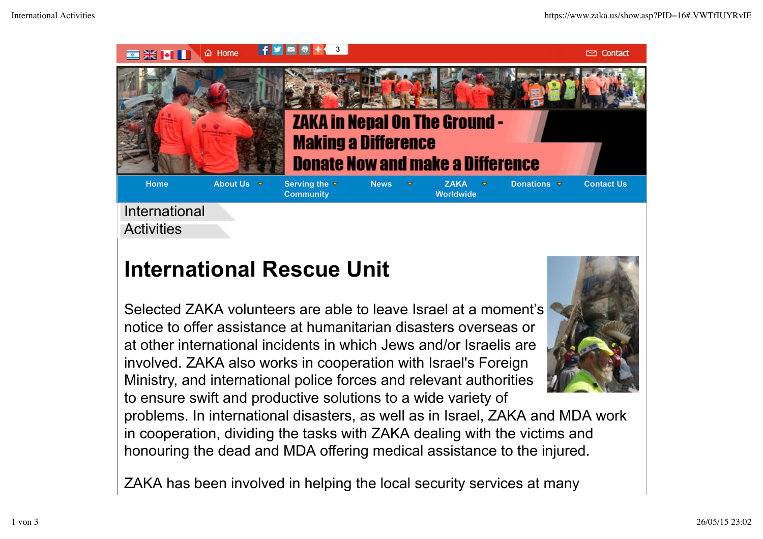Home Contact

ZAKA in Nepal On The Ground - Making a Difference Donate Now and make a Difference

Home | About Us | Serving the Community | News | ZAKA Worldwide | Donations | Contact Us

International Activities

# International Rescue Unit

Selected ZAKA volunteers are able to leave Israel at a moment's notice to offer assistance at humanitarian disasters overseas or at other international incidents in which Jews and/or Israelis are involved. ZAKA also works in cooperation with Israel's Foreign Ministry, and international police forces and relevant authorities to ensure swift and productive solutions to a wide variety of problems. In international disasters, as well as in Israel, ZAKA and MDA work in cooperation, dividing the tasks with ZAKA dealing with the victims and honouring the dead and MDA offering medical assistance to the injured.

ZAKA has been involved in helping the local security services at many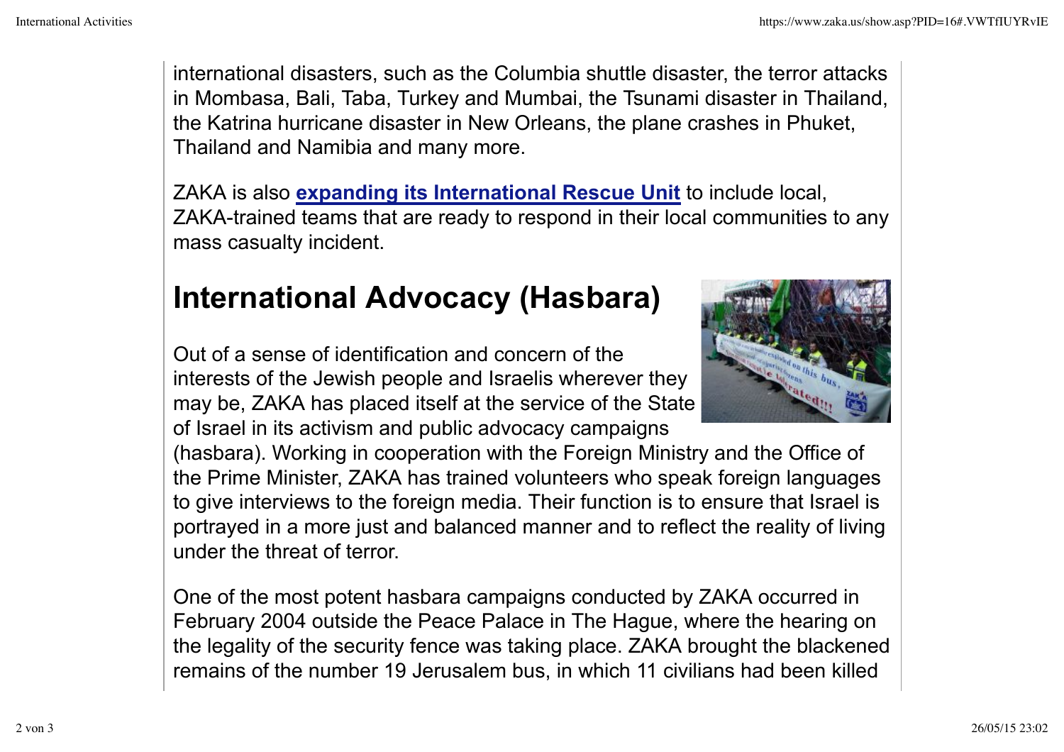international disasters, such as the Columbia shuttle disaster, the terror attacks in Mombasa, Bali, Taba, Turkey and Mumbai, the Tsunami disaster in Thailand, the Katrina hurricane disaster in New Orleans, the plane crashes in Phuket, Thailand and Namibia and many more.

ZAKA is also **expanding its International Rescue Unit** to include local, ZAKA-trained teams that are ready to respond in their local communities to any mass casualty incident.

## International Advocacy (Hasbara)

Out of a sense of identification and concern of the interests of the Jewish people and Israelis wherever they may be, ZAKA has placed itself at the service of the State of Israel in its activism and public advocacy campaigns (hasbara). Working in cooperation with the Foreign Ministry and the Office of the Prime Minister, ZAKA has trained volunteers who speak foreign languages to give interviews to the foreign media. Their function is to ensure that Israel is portrayed in a more just and balanced manner and to reflect the reality of living under the threat of terror.

One of the most potent hasbara campaigns conducted by ZAKA occurred in February 2004 outside the Peace Palace in The Hague, where the hearing on the legality of the security fence was taking place. ZAKA brought the blackened remains of the number 19 Jerusalem bus, in which 11 civilians had been killed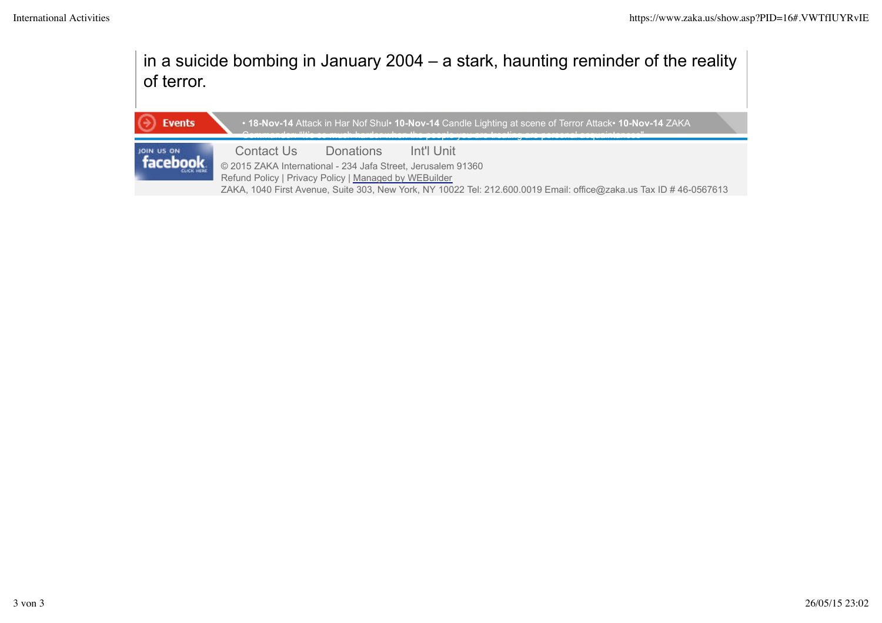in a suicide bombing in January 2004 – a stark, haunting reminder of the reality of terror.

**Events** • **18-Nov-14** Attack in Har Nof Shul• **10-Nov-14** Candle Lighting at scene of Terror Attack• **10-Nov-14** ZAKA Commander: "It's so much harder when the people you are treating are personal acquaintances"

JOIN US ON facebook CLICK HERE

Contact Us Donations Int'l Unit

© 2015 ZAKA International - 234 Jafa Street, Jerusalem 91360

Refund Policy | Privacy Policy | Managed by WEBuilder

ZAKA, 1040 First Avenue, Suite 303, New York, NY 10022 Tel: 212.600.0019 Email: office@zaka.us Tax ID # 46-0567613